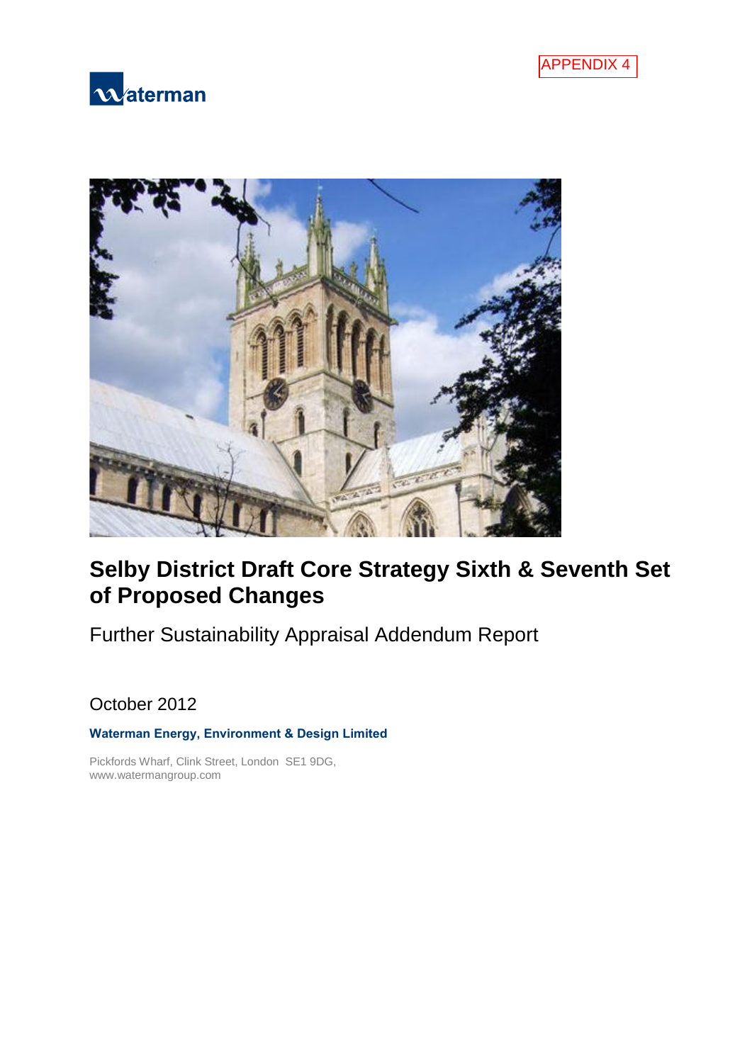APPENDIX 4

Waterman

# Selby District Draft Core Strategy Sixth & Seventh Set of Proposed Changes

## Further Sustainability Appraisal Addendum Report

October 2012

**Waterman Energy, Environment & Design Limited**

Pickfords Wharf, Clink Street, London SE1 9DG,
www.watermangroup.com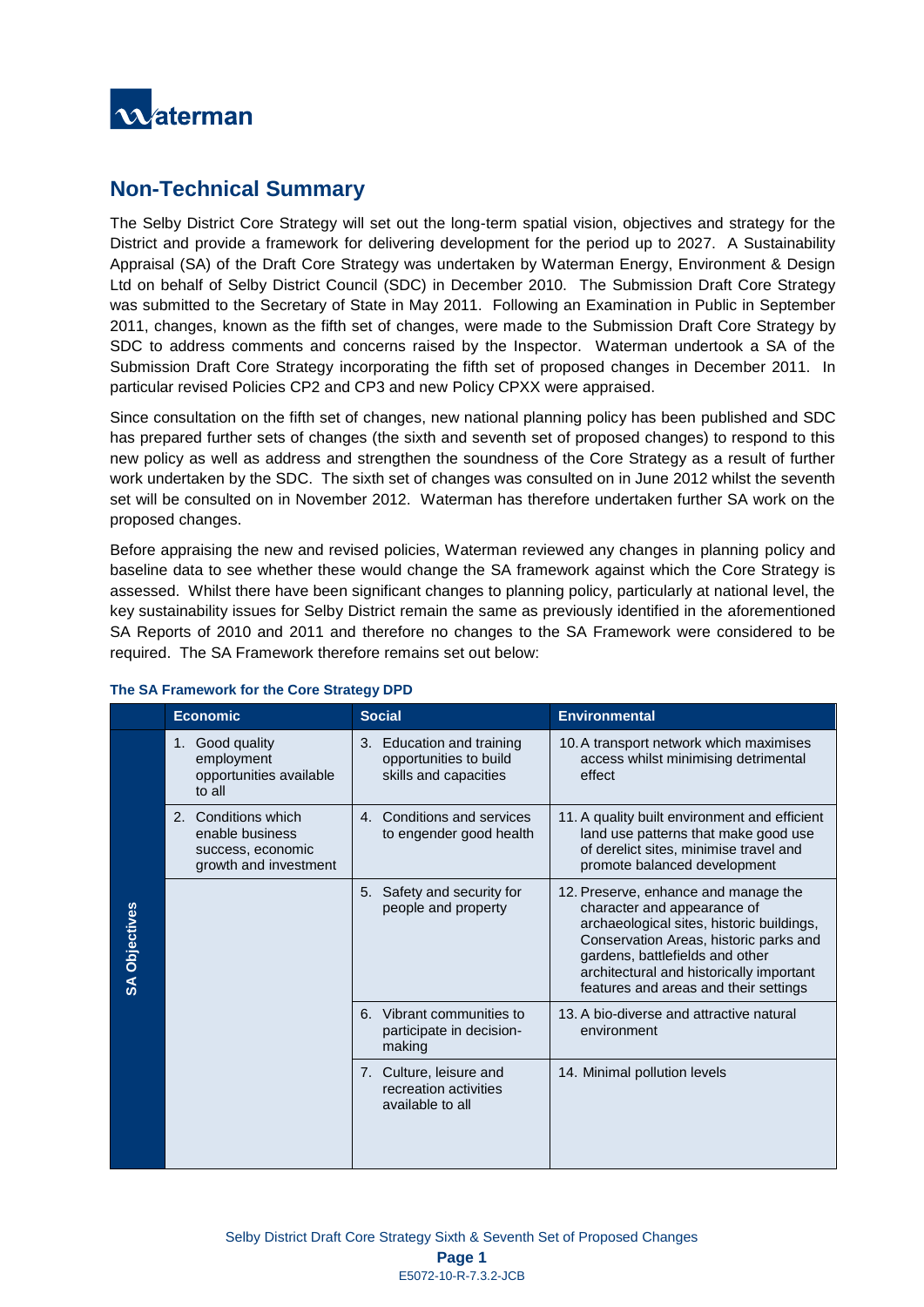## Non-Technical Summary

The Selby District Core Strategy will set out the long-term spatial vision, objectives and strategy for the District and provide a framework for delivering development for the period up to 2027. A Sustainability Appraisal (SA) of the Draft Core Strategy was undertaken by Waterman Energy, Environment & Design Ltd on behalf of Selby District Council (SDC) in December 2010. The Submission Draft Core Strategy was submitted to the Secretary of State in May 2011. Following an Examination in Public in September 2011, changes, known as the fifth set of changes, were made to the Submission Draft Core Strategy by SDC to address comments and concerns raised by the Inspector. Waterman undertook a SA of the Submission Draft Core Strategy incorporating the fifth set of proposed changes in December 2011. In particular revised Policies CP2 and CP3 and new Policy CPXX were appraised.

Since consultation on the fifth set of changes, new national planning policy has been published and SDC has prepared further sets of changes (the sixth and seventh set of proposed changes) to respond to this new policy as well as address and strengthen the soundness of the Core Strategy as a result of further work undertaken by the SDC. The sixth set of changes was consulted on in June 2012 whilst the seventh set will be consulted on in November 2012. Waterman has therefore undertaken further SA work on the proposed changes.

Before appraising the new and revised policies, Waterman reviewed any changes in planning policy and baseline data to see whether these would change the SA framework against which the Core Strategy is assessed. Whilst there have been significant changes to planning policy, particularly at national level, the key sustainability issues for Selby District remain the same as previously identified in the aforementioned SA Reports of 2010 and 2011 and therefore no changes to the SA Framework were considered to be required. The SA Framework therefore remains set out below:

**The SA Framework for the Core Strategy DPD**

| | Economic | Social | Environmental |
|---|---|---|---|
| SA Objectives | 1. Good quality employment opportunities available to all | 3. Education and training opportunities to build skills and capacities | 10. A transport network which maximises access whilst minimising detrimental effect |
| | 2. Conditions which enable business success, economic growth and investment | 4. Conditions and services to engender good health | 11. A quality built environment and efficient land use patterns that make good use of derelict sites, minimise travel and promote balanced development |
| | | 5. Safety and security for people and property | 12. Preserve, enhance and manage the character and appearance of archaeological sites, historic buildings, Conservation Areas, historic parks and gardens, battlefields and other architectural and historically important features and areas and their settings |
| | | 6. Vibrant communities to participate in decision-making | 13. A bio-diverse and attractive natural environment |
| | | 7. Culture, leisure and recreation activities available to all | 14. Minimal pollution levels |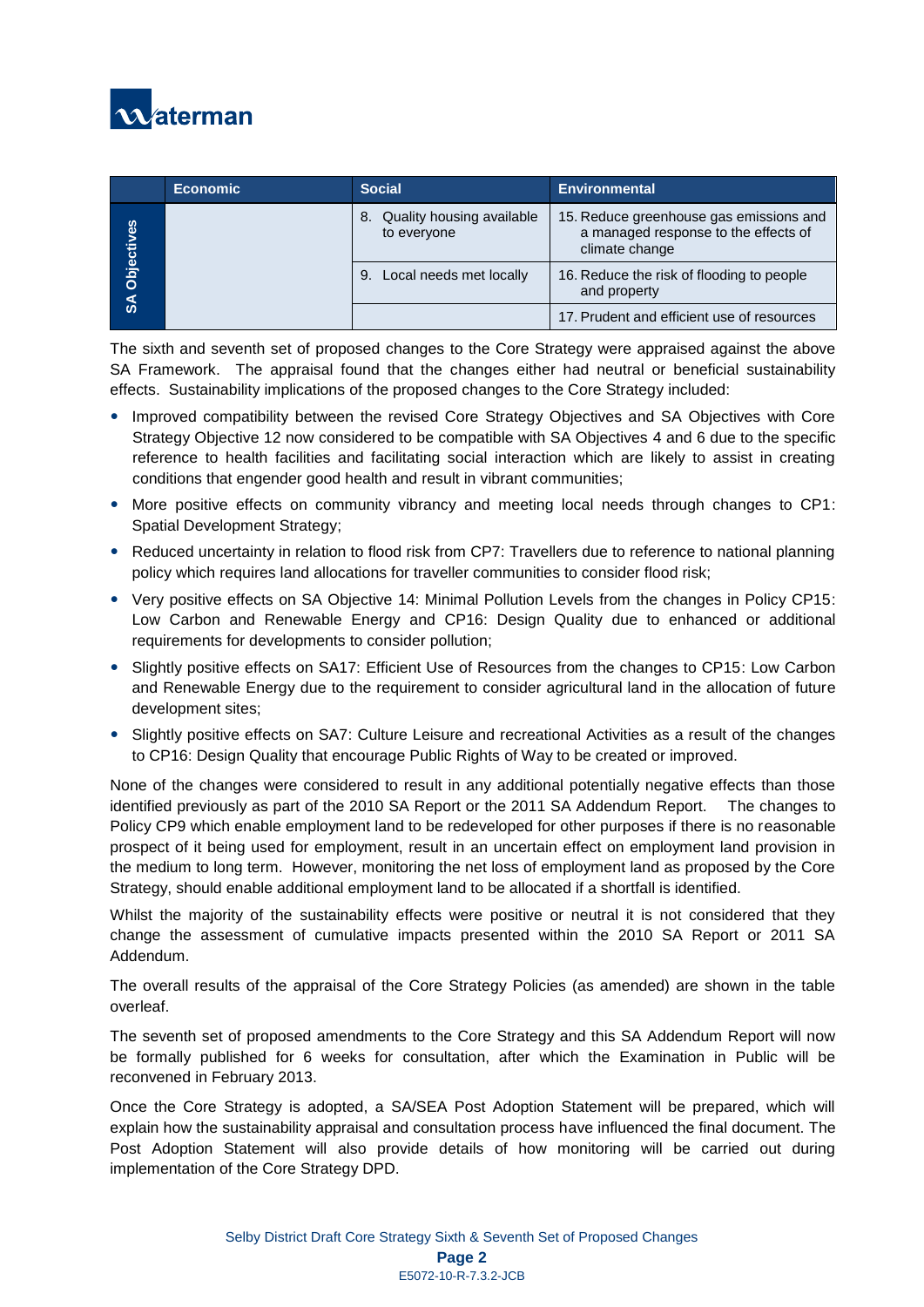| | Economic | Social | Environmental |
|---|---|---|---|
| SA Objectives | | 8. Quality housing available to everyone | 15. Reduce greenhouse gas emissions and a managed response to the effects of climate change |
| | | 9. Local needs met locally | 16. Reduce the risk of flooding to people and property |
| | | | 17. Prudent and efficient use of resources |

The sixth and seventh set of proposed changes to the Core Strategy were appraised against the above SA Framework. The appraisal found that the changes either had neutral or beneficial sustainability effects. Sustainability implications of the proposed changes to the Core Strategy included:

- Improved compatibility between the revised Core Strategy Objectives and SA Objectives with Core Strategy Objective 12 now considered to be compatible with SA Objectives 4 and 6 due to the specific reference to health facilities and facilitating social interaction which are likely to assist in creating conditions that engender good health and result in vibrant communities;
- More positive effects on community vibrancy and meeting local needs through changes to CP1: Spatial Development Strategy;
- Reduced uncertainty in relation to flood risk from CP7: Travellers due to reference to national planning policy which requires land allocations for traveller communities to consider flood risk;
- Very positive effects on SA Objective 14: Minimal Pollution Levels from the changes in Policy CP15: Low Carbon and Renewable Energy and CP16: Design Quality due to enhanced or additional requirements for developments to consider pollution;
- Slightly positive effects on SA17: Efficient Use of Resources from the changes to CP15: Low Carbon and Renewable Energy due to the requirement to consider agricultural land in the allocation of future development sites;
- Slightly positive effects on SA7: Culture Leisure and recreational Activities as a result of the changes to CP16: Design Quality that encourage Public Rights of Way to be created or improved.

None of the changes were considered to result in any additional potentially negative effects than those identified previously as part of the 2010 SA Report or the 2011 SA Addendum Report. The changes to Policy CP9 which enable employment land to be redeveloped for other purposes if there is no reasonable prospect of it being used for employment, result in an uncertain effect on employment land provision in the medium to long term. However, monitoring the net loss of employment land as proposed by the Core Strategy, should enable additional employment land to be allocated if a shortfall is identified.

Whilst the majority of the sustainability effects were positive or neutral it is not considered that they change the assessment of cumulative impacts presented within the 2010 SA Report or 2011 SA Addendum.

The overall results of the appraisal of the Core Strategy Policies (as amended) are shown in the table overleaf.

The seventh set of proposed amendments to the Core Strategy and this SA Addendum Report will now be formally published for 6 weeks for consultation, after which the Examination in Public will be reconvened in February 2013.

Once the Core Strategy is adopted, a SA/SEA Post Adoption Statement will be prepared, which will explain how the sustainability appraisal and consultation process have influenced the final document. The Post Adoption Statement will also provide details of how monitoring will be carried out during implementation of the Core Strategy DPD.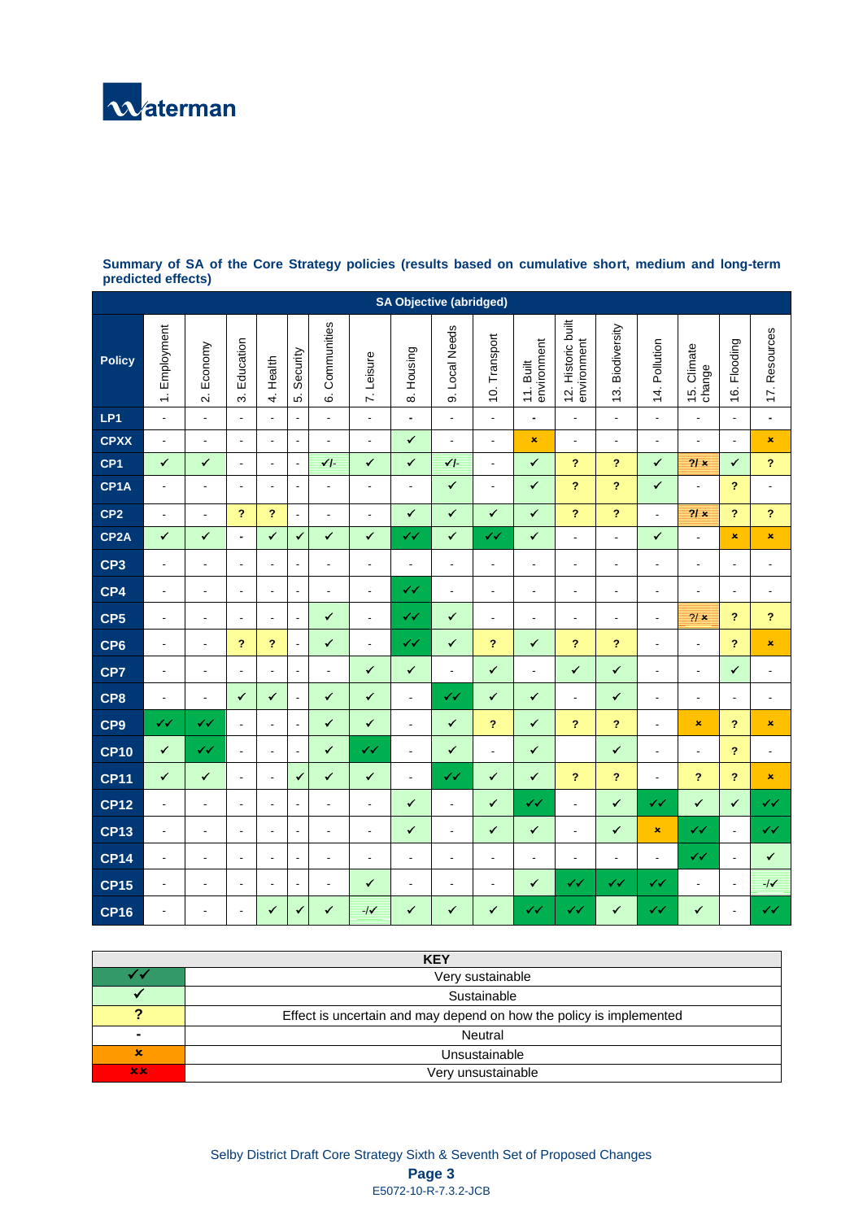**Summary of SA of the Core Strategy policies (results based on cumulative short, medium and long-term predicted effects)**

| Policy | SA Objective (abridged) | | | | | | | | | | | | | | | | |
|---|---|---|---|---|---|---|---|---|---|---|---|---|---|---|---|---|---|
| | 1. Employment | 2. Economy | 3. Education | 4. Health | 5. Security | 6. Communities | 7. Leisure | 8. Housing | 9. Local Needs | 10. Transport | 11. Built environment | 12. Historic built environment | 13. Biodiversity | 14. Pollution | 15. Climate change | 16. Flooding | 17. Resources |
| LP1 | - | - | - | - | - | - | - | - | - | - | - | - | - | - | - | - | - |
| CPXX | - | - | - | - | - | - | - | ✓ | - | - | × | - | - | - | - | - | × |
| CP1 | ✓ | ✓ | - | - | - | ✓/- | ✓ | ✓ | ✓/- | - | ✓ | ? | ? | ✓ | ?/ × | ✓ | ? |
| CP1A | - | - | - | - | - | - | - | - | ✓ | - | ✓ | ? | ? | ✓ | - | ? | - |
| CP2 | - | - | ? | ? | - | - | - | ✓ | ✓ | ✓ | ✓ | ? | ? | - | ?/ × | ? | ? |
| CP2A | ✓ | ✓ | - | ✓ | ✓ | ✓ | ✓ | ✓✓ | ✓ | ✓✓ | ✓ | - | - | ✓ | - | × | × |
| CP3 | - | - | - | - | - | - | - | - | - | - | - | - | - | - | - | - | - |
| CP4 | - | - | - | - | - | - | - | ✓✓ | - | - | - | - | - | - | - | - | - |
| CP5 | - | - | - | - | - | ✓ | - | ✓✓ | ✓ | - | - | - | - | - | ?/ × | ? | ? |
| CP6 | - | - | ? | ? | - | ✓ | - | ✓✓ | ✓ | ? | ✓ | ? | ? | - | - | ? | × |
| CP7 | - | - | - | - | - | - | ✓ | ✓ | - | ✓ | - | ✓ | ✓ | - | - | ✓ | - |
| CP8 | - | - | ✓ | ✓ | - | ✓ | ✓ | - | ✓✓ | ✓ | ✓ | - | ✓ | - | - | - | - |
| CP9 | ✓✓ | ✓✓ | - | - | - | ✓ | ✓ | - | ✓ | ? | ✓ | ? | ? | - | × | ? | × |
| CP10 | ✓ | ✓✓ | - | - | - | ✓ | ✓✓ | - | ✓ | - | ✓ | | ✓ | - | - | ? | - |
| CP11 | ✓ | ✓ | - | - | ✓ | ✓ | ✓ | - | ✓✓ | ✓ | ✓ | ? | ? | - | ? | ? | × |
| CP12 | - | - | - | - | - | - | - | ✓ | - | ✓ | ✓✓ | - | ✓ | ✓✓ | ✓ | ✓ | ✓✓ |
| CP13 | - | - | - | - | - | - | - | ✓ | - | ✓ | ✓ | - | ✓ | × | ✓✓ | - | ✓✓ |
| CP14 | - | - | - | - | - | - | - | - | - | - | - | - | - | - | ✓✓ | - | ✓ |
| CP15 | - | - | - | - | - | - | ✓ | - | - | - | ✓ | ✓✓ | ✓✓ | ✓✓ | - | - | -/✓ |
| CP16 | - | - | - | ✓ | ✓ | ✓ | -/✓ | ✓ | ✓ | ✓ | ✓✓ | ✓✓ | ✓ | ✓✓ | ✓ | - | ✓✓ |

| KEY | |
|---|---|
| ✓✓ | Very sustainable |
| ✓ | Sustainable |
| ? | Effect is uncertain and may depend on how the policy is implemented |
| - | Neutral |
| × | Unsustainable |
| ×× | Very unsustainable |